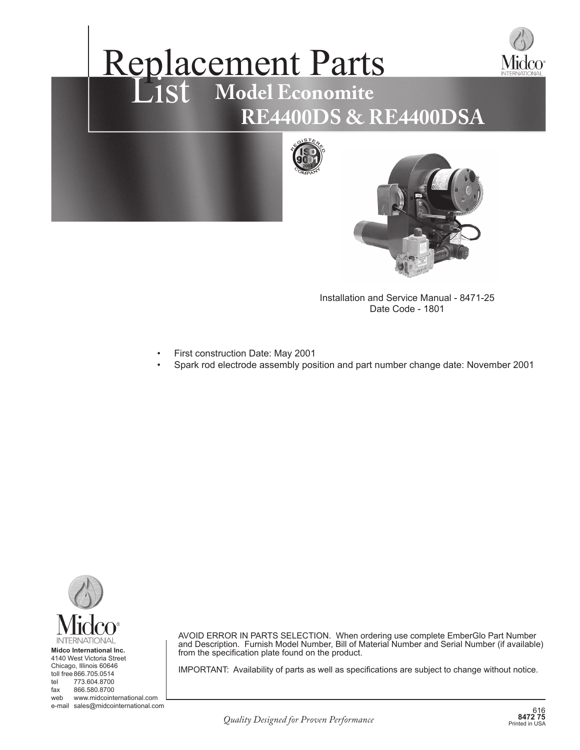# Replacement Parts List

## Model Economite RE4400DS & RE4400DSA

Installation and Service Manual - 8471-25
Date Code - 1801

- First construction Date: May 2001
- Spark rod electrode assembly position and part number change date: November 2001

**Midco International Inc.**
4140 West Victoria Street
Chicago, Illinois 60646
toll free 866.705.0514
tel 773.604.8700
fax 866.580.8700
web www.midcointernational.com
e-mail sales@midcointernational.com

AVOID ERROR IN PARTS SELECTION. When ordering use complete EmberGlo Part Number and Description. Furnish Model Number, Bill of Material Number and Serial Number (if available) from the specification plate found on the product.

IMPORTANT: Availability of parts as well as specifications are subject to change without notice.

*Quality Designed for Proven Performance*

616
**8472 75**
Printed in USA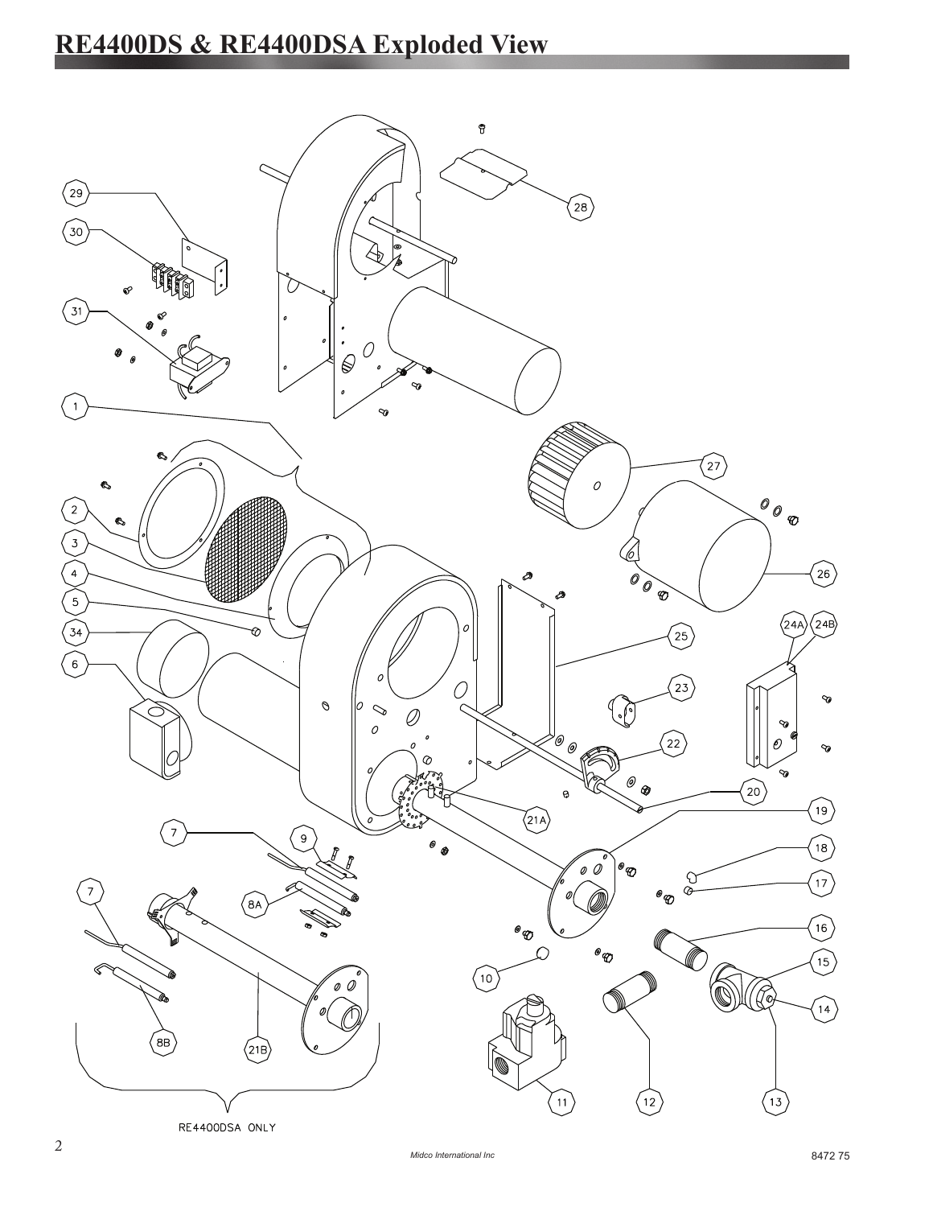# RE4400DS & RE4400DSA Exploded View

RE4400DSA ONLY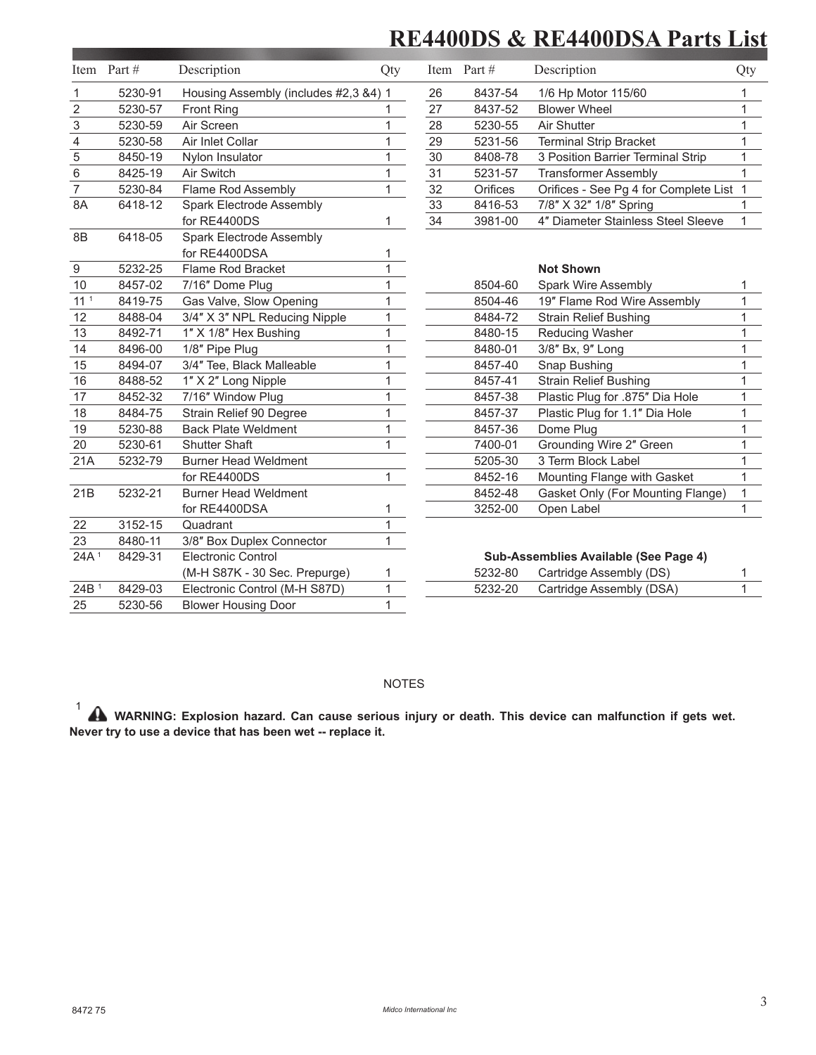# RE4400DS & RE4400DSA Parts List

| Item | Part # | Description | Qty |
|---|---|---|---|
| 1 | 5230-91 | Housing Assembly (includes #2,3 &4) | 1 |
| 2 | 5230-57 | Front Ring | 1 |
| 3 | 5230-59 | Air Screen | 1 |
| 4 | 5230-58 | Air Inlet Collar | 1 |
| 5 | 8450-19 | Nylon Insulator | 1 |
| 6 | 8425-19 | Air Switch | 1 |
| 7 | 5230-84 | Flame Rod Assembly | 1 |
| 8A | 6418-12 | Spark Electrode Assembly for RE4400DS | 1 |
| 8B | 6418-05 | Spark Electrode Assembly for RE4400DSA | 1 |
| 9 | 5232-25 | Flame Rod Bracket | 1 |
| 10 | 8457-02 | 7/16″ Dome Plug | 1 |
| 11 [1] | 8419-75 | Gas Valve, Slow Opening | 1 |
| 12 | 8488-04 | 3/4″ X 3″ NPL Reducing Nipple | 1 |
| 13 | 8492-71 | 1″ X 1/8″ Hex Bushing | 1 |
| 14 | 8496-00 | 1/8″ Pipe Plug | 1 |
| 15 | 8494-07 | 3/4″ Tee, Black Malleable | 1 |
| 16 | 8488-52 | 1″ X 2″ Long Nipple | 1 |
| 17 | 8452-32 | 7/16″ Window Plug | 1 |
| 18 | 8484-75 | Strain Relief 90 Degree | 1 |
| 19 | 5230-88 | Back Plate Weldment | 1 |
| 20 | 5230-61 | Shutter Shaft | 1 |
| 21A | 5232-79 | Burner Head Weldment for RE4400DS | 1 |
| 21B | 5232-21 | Burner Head Weldment for RE4400DSA | 1 |
| 22 | 3152-15 | Quadrant | 1 |
| 23 | 8480-11 | 3/8″ Box Duplex Connector | 1 |
| 24A [1] | 8429-31 | Electronic Control (M-H S87K - 30 Sec. Prepurge) | 1 |
| 24B [1] | 8429-03 | Electronic Control (M-H S87D) | 1 |
| 25 | 5230-56 | Blower Housing Door | 1 |
| 26 | 8437-54 | 1/6 Hp Motor 115/60 | 1 |
| 27 | 8437-52 | Blower Wheel | 1 |
| 28 | 5230-55 | Air Shutter | 1 |
| 29 | 5231-56 | Terminal Strip Bracket | 1 |
| 30 | 8408-78 | 3 Position Barrier Terminal Strip | 1 |
| 31 | 5231-57 | Transformer Assembly | 1 |
| 32 | Orifices | Orifices - See Pg 4 for Complete List | 1 |
| 33 | 8416-53 | 7/8″ X 32″ 1/8″ Spring | 1 |
| 34 | 3981-00 | 4″ Diameter Stainless Steel Sleeve | 1 |

**Not Shown**

| Part # | Description | Qty |
|---|---|---|
| 8504-60 | Spark Wire Assembly | 1 |
| 8504-46 | 19″ Flame Rod Wire Assembly | 1 |
| 8484-72 | Strain Relief Bushing | 1 |
| 8480-15 | Reducing Washer | 1 |
| 8480-01 | 3/8″ Bx, 9″ Long | 1 |
| 8457-40 | Snap Bushing | 1 |
| 8457-41 | Strain Relief Bushing | 1 |
| 8457-38 | Plastic Plug for .875″ Dia Hole | 1 |
| 8457-37 | Plastic Plug for 1.1″ Dia Hole | 1 |
| 8457-36 | Dome Plug | 1 |
| 7400-01 | Grounding Wire 2″ Green | 1 |
| 5205-30 | 3 Term Block Label | 1 |
| 8452-16 | Mounting Flange with Gasket | 1 |
| 8452-48 | Gasket Only (For Mounting Flange) | 1 |
| 3252-00 | Open Label | 1 |

**Sub-Assemblies Available (See Page 4)**

| Part # | Description | Qty |
|---|---|---|
| 5232-80 | Cartridge Assembly (DS) | 1 |
| 5232-20 | Cartridge Assembly (DSA) | 1 |

NOTES

[1] ⚠ **WARNING: Explosion hazard. Can cause serious injury or death. This device can malfunction if gets wet. Never try to use a device that has been wet -- replace it.**

8472 75

Midco International Inc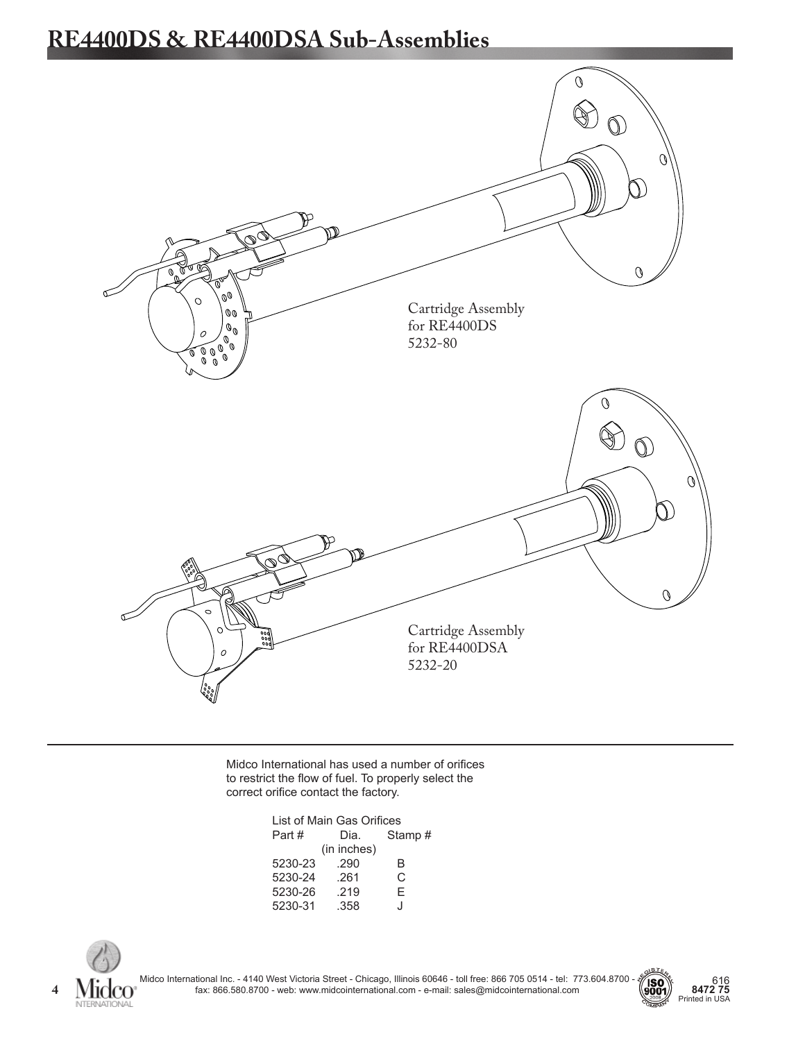# RE4400DS & RE4400DSA Sub-Assemblies

Cartridge Assembly
for RE4400DS
5232-80

Cartridge Assembly
for RE4400DSA
5232-20

Midco International has used a number of orifices to restrict the flow of fuel. To properly select the correct orifice contact the factory.

List of Main Gas Orifices

| Part # | Dia. (in inches) | Stamp # |
|---|---|---|
| 5230-23 | .290 | B |
| 5230-24 | .261 | C |
| 5230-26 | .219 | E |
| 5230-31 | .358 | J |

Midco International Inc. - 4140 West Victoria Street - Chicago, Illinois 60646 - toll free: 866 705 0514 - tel: 773.604.8700 - fax: 866.580.8700 - web: www.midcointernational.com - e-mail: sales@midcointernational.com

616
8472 75
Printed in USA